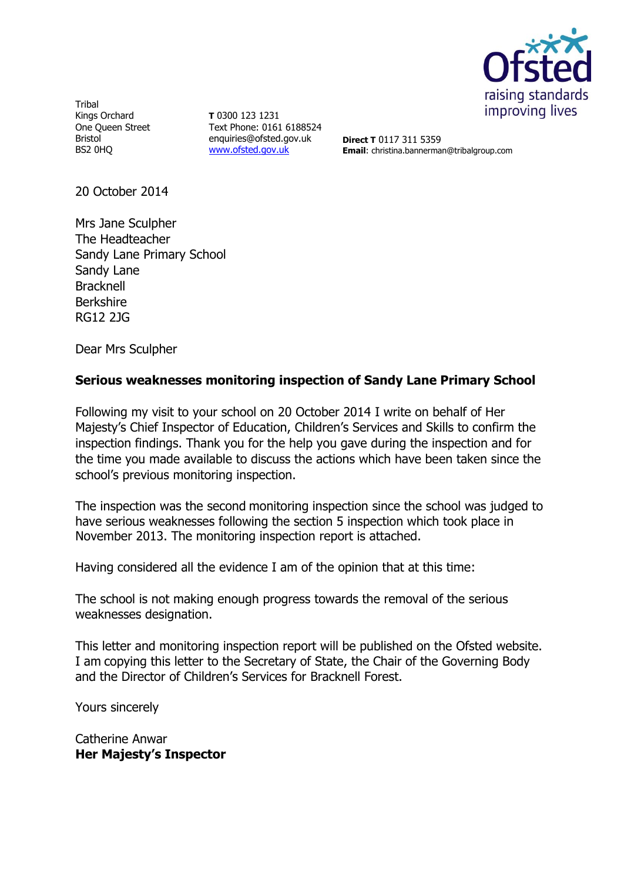Tribal
Kings Orchard
One Queen Street
Bristol
BS2 0HQ

**T** 0300 123 1231
Text Phone: 0161 6188524
enquiries@ofsted.gov.uk
www.ofsted.gov.uk

**Direct T** 0117 311 5359
**Email**: christina.bannerman@tribalgroup.com

20 October 2014

Mrs Jane Sculpher
The Headteacher
Sandy Lane Primary School
Sandy Lane
Bracknell
Berkshire
RG12 2JG

Dear Mrs Sculpher

**Serious weaknesses monitoring inspection of Sandy Lane Primary School**

Following my visit to your school on 20 October 2014 I write on behalf of Her Majesty's Chief Inspector of Education, Children's Services and Skills to confirm the inspection findings. Thank you for the help you gave during the inspection and for the time you made available to discuss the actions which have been taken since the school's previous monitoring inspection.

The inspection was the second monitoring inspection since the school was judged to have serious weaknesses following the section 5 inspection which took place in November 2013. The monitoring inspection report is attached.

Having considered all the evidence I am of the opinion that at this time:

The school is not making enough progress towards the removal of the serious weaknesses designation.

This letter and monitoring inspection report will be published on the Ofsted website. I am copying this letter to the Secretary of State, the Chair of the Governing Body and the Director of Children's Services for Bracknell Forest.

Yours sincerely

Catherine Anwar
**Her Majesty's Inspector**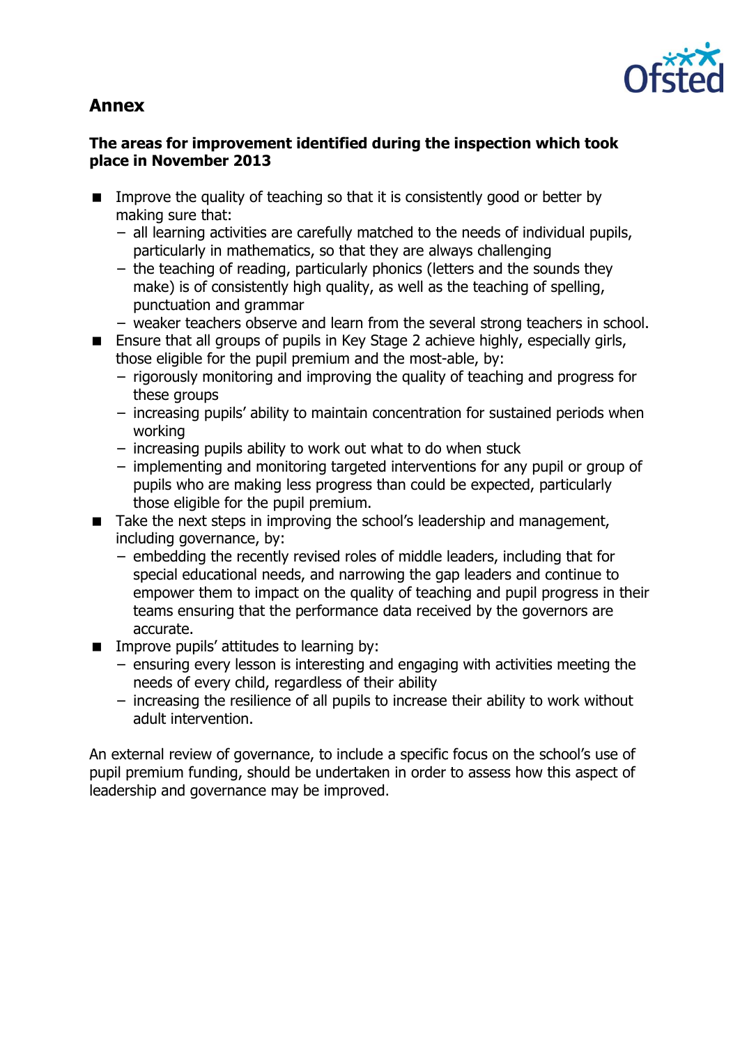## Annex

**The areas for improvement identified during the inspection which took place in November 2013**

- Improve the quality of teaching so that it is consistently good or better by making sure that:
  - all learning activities are carefully matched to the needs of individual pupils, particularly in mathematics, so that they are always challenging
  - the teaching of reading, particularly phonics (letters and the sounds they make) is of consistently high quality, as well as the teaching of spelling, punctuation and grammar
  - weaker teachers observe and learn from the several strong teachers in school.
- Ensure that all groups of pupils in Key Stage 2 achieve highly, especially girls, those eligible for the pupil premium and the most-able, by:
  - rigorously monitoring and improving the quality of teaching and progress for these groups
  - increasing pupils' ability to maintain concentration for sustained periods when working
  - increasing pupils ability to work out what to do when stuck
  - implementing and monitoring targeted interventions for any pupil or group of pupils who are making less progress than could be expected, particularly those eligible for the pupil premium.
- Take the next steps in improving the school's leadership and management, including governance, by:
  - embedding the recently revised roles of middle leaders, including that for special educational needs, and narrowing the gap leaders and continue to empower them to impact on the quality of teaching and pupil progress in their teams ensuring that the performance data received by the governors are accurate.
- Improve pupils' attitudes to learning by:
  - ensuring every lesson is interesting and engaging with activities meeting the needs of every child, regardless of their ability
  - increasing the resilience of all pupils to increase their ability to work without adult intervention.

An external review of governance, to include a specific focus on the school's use of pupil premium funding, should be undertaken in order to assess how this aspect of leadership and governance may be improved.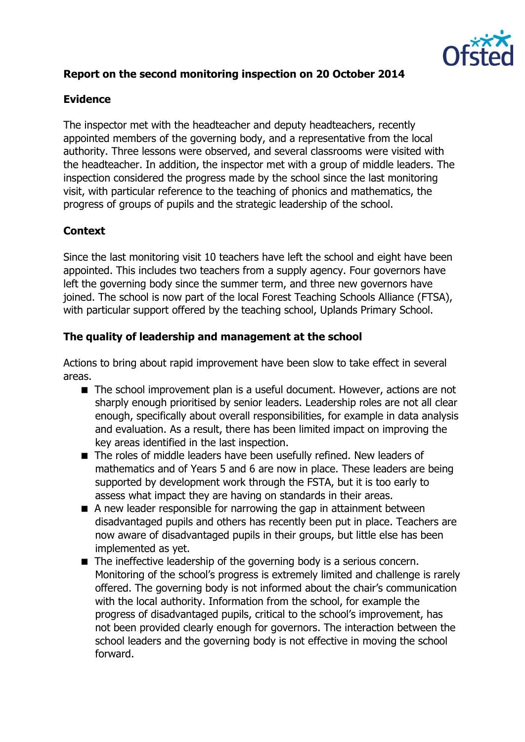**Report on the second monitoring inspection on 20 October 2014**

**Evidence**

The inspector met with the headteacher and deputy headteachers, recently appointed members of the governing body, and a representative from the local authority. Three lessons were observed, and several classrooms were visited with the headteacher. In addition, the inspector met with a group of middle leaders. The inspection considered the progress made by the school since the last monitoring visit, with particular reference to the teaching of phonics and mathematics, the progress of groups of pupils and the strategic leadership of the school.

**Context**

Since the last monitoring visit 10 teachers have left the school and eight have been appointed. This includes two teachers from a supply agency. Four governors have left the governing body since the summer term, and three new governors have joined. The school is now part of the local Forest Teaching Schools Alliance (FTSA), with particular support offered by the teaching school, Uplands Primary School.

**The quality of leadership and management at the school**

Actions to bring about rapid improvement have been slow to take effect in several areas.

- The school improvement plan is a useful document. However, actions are not sharply enough prioritised by senior leaders. Leadership roles are not all clear enough, specifically about overall responsibilities, for example in data analysis and evaluation. As a result, there has been limited impact on improving the key areas identified in the last inspection.
- The roles of middle leaders have been usefully refined. New leaders of mathematics and of Years 5 and 6 are now in place. These leaders are being supported by development work through the FSTA, but it is too early to assess what impact they are having on standards in their areas.
- A new leader responsible for narrowing the gap in attainment between disadvantaged pupils and others has recently been put in place. Teachers are now aware of disadvantaged pupils in their groups, but little else has been implemented as yet.
- The ineffective leadership of the governing body is a serious concern. Monitoring of the school's progress is extremely limited and challenge is rarely offered. The governing body is not informed about the chair's communication with the local authority. Information from the school, for example the progress of disadvantaged pupils, critical to the school's improvement, has not been provided clearly enough for governors. The interaction between the school leaders and the governing body is not effective in moving the school forward.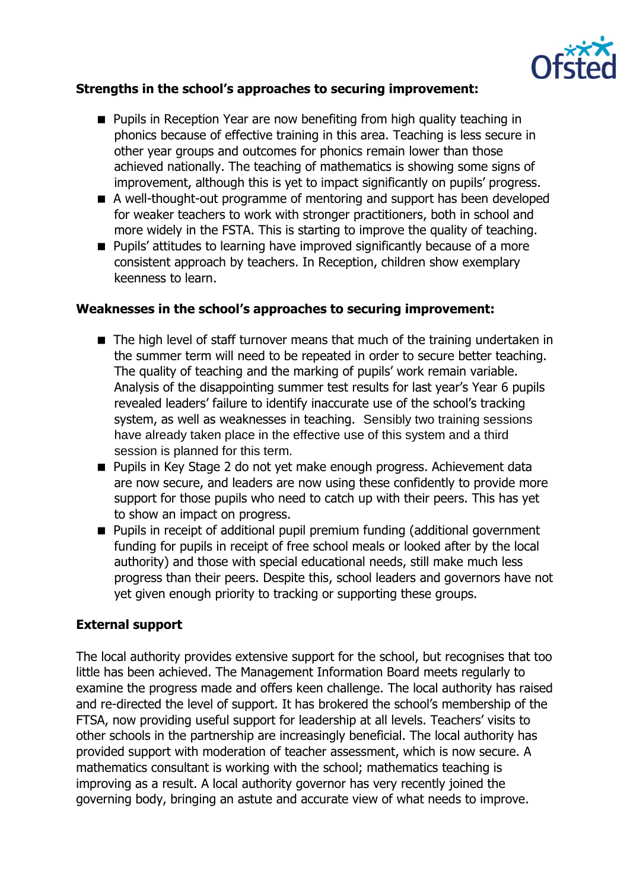**Strengths in the school's approaches to securing improvement:**

- Pupils in Reception Year are now benefiting from high quality teaching in phonics because of effective training in this area. Teaching is less secure in other year groups and outcomes for phonics remain lower than those achieved nationally. The teaching of mathematics is showing some signs of improvement, although this is yet to impact significantly on pupils' progress.
- A well-thought-out programme of mentoring and support has been developed for weaker teachers to work with stronger practitioners, both in school and more widely in the FSTA. This is starting to improve the quality of teaching.
- Pupils' attitudes to learning have improved significantly because of a more consistent approach by teachers. In Reception, children show exemplary keenness to learn.

**Weaknesses in the school's approaches to securing improvement:**

- The high level of staff turnover means that much of the training undertaken in the summer term will need to be repeated in order to secure better teaching. The quality of teaching and the marking of pupils' work remain variable. Analysis of the disappointing summer test results for last year's Year 6 pupils revealed leaders' failure to identify inaccurate use of the school's tracking system, as well as weaknesses in teaching. Sensibly two training sessions have already taken place in the effective use of this system and a third session is planned for this term.
- Pupils in Key Stage 2 do not yet make enough progress. Achievement data are now secure, and leaders are now using these confidently to provide more support for those pupils who need to catch up with their peers. This has yet to show an impact on progress.
- Pupils in receipt of additional pupil premium funding (additional government funding for pupils in receipt of free school meals or looked after by the local authority) and those with special educational needs, still make much less progress than their peers. Despite this, school leaders and governors have not yet given enough priority to tracking or supporting these groups.

**External support**

The local authority provides extensive support for the school, but recognises that too little has been achieved. The Management Information Board meets regularly to examine the progress made and offers keen challenge. The local authority has raised and re-directed the level of support. It has brokered the school's membership of the FTSA, now providing useful support for leadership at all levels. Teachers' visits to other schools in the partnership are increasingly beneficial. The local authority has provided support with moderation of teacher assessment, which is now secure. A mathematics consultant is working with the school; mathematics teaching is improving as a result. A local authority governor has very recently joined the governing body, bringing an astute and accurate view of what needs to improve.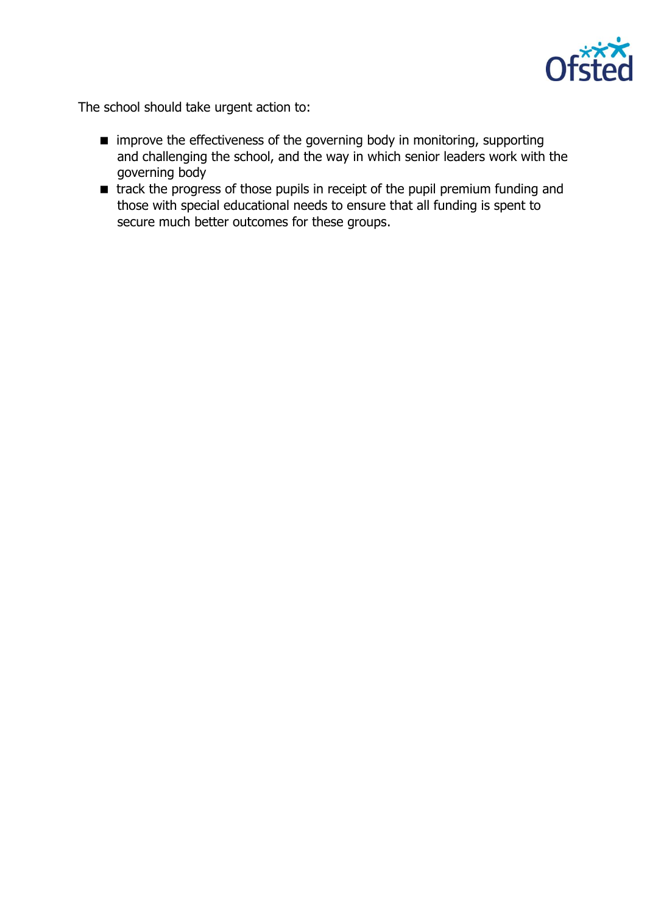The school should take urgent action to:

- improve the effectiveness of the governing body in monitoring, supporting and challenging the school, and the way in which senior leaders work with the governing body
- track the progress of those pupils in receipt of the pupil premium funding and those with special educational needs to ensure that all funding is spent to secure much better outcomes for these groups.